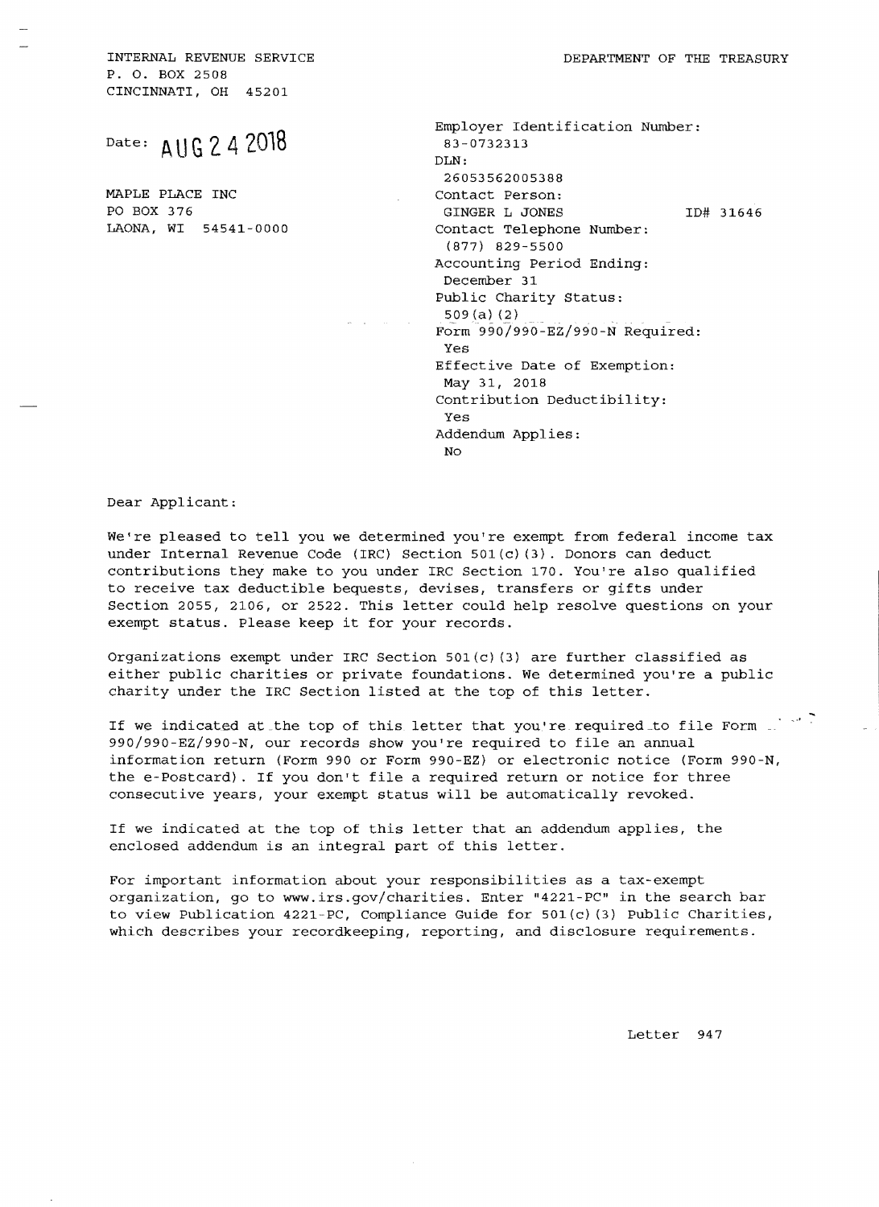INTERNAL REVENUE SERVICE
P. O. BOX 2508
CINCINNATI, OH 45201

DEPARTMENT OF THE TREASURY

Date: AUG 24 2018

MAPLE PLACE INC
PO BOX 376
LAONA, WI 54541-0000

Employer Identification Number:
83-0732313
DLN:
26053562005388
Contact Person:
GINGER L JONES ID# 31646
Contact Telephone Number:
(877) 829-5500
Accounting Period Ending:
December 31
Public Charity Status:
509(a)(2)
Form 990/990-EZ/990-N Required:
Yes
Effective Date of Exemption:
May 31, 2018
Contribution Deductibility:
Yes
Addendum Applies:
No

Dear Applicant:

We're pleased to tell you we determined you're exempt from federal income tax under Internal Revenue Code (IRC) Section 501(c)(3). Donors can deduct contributions they make to you under IRC Section 170. You're also qualified to receive tax deductible bequests, devises, transfers or gifts under Section 2055, 2106, or 2522. This letter could help resolve questions on your exempt status. Please keep it for your records.

Organizations exempt under IRC Section 501(c)(3) are further classified as either public charities or private foundations. We determined you're a public charity under the IRC Section listed at the top of this letter.

If we indicated at the top of this letter that you're required to file Form 990/990-EZ/990-N, our records show you're required to file an annual information return (Form 990 or Form 990-EZ) or electronic notice (Form 990-N, the e-Postcard). If you don't file a required return or notice for three consecutive years, your exempt status will be automatically revoked.

If we indicated at the top of this letter that an addendum applies, the enclosed addendum is an integral part of this letter.

For important information about your responsibilities as a tax-exempt organization, go to www.irs.gov/charities. Enter "4221-PC" in the search bar to view Publication 4221-PC, Compliance Guide for 501(c)(3) Public Charities, which describes your recordkeeping, reporting, and disclosure requirements.

Letter 947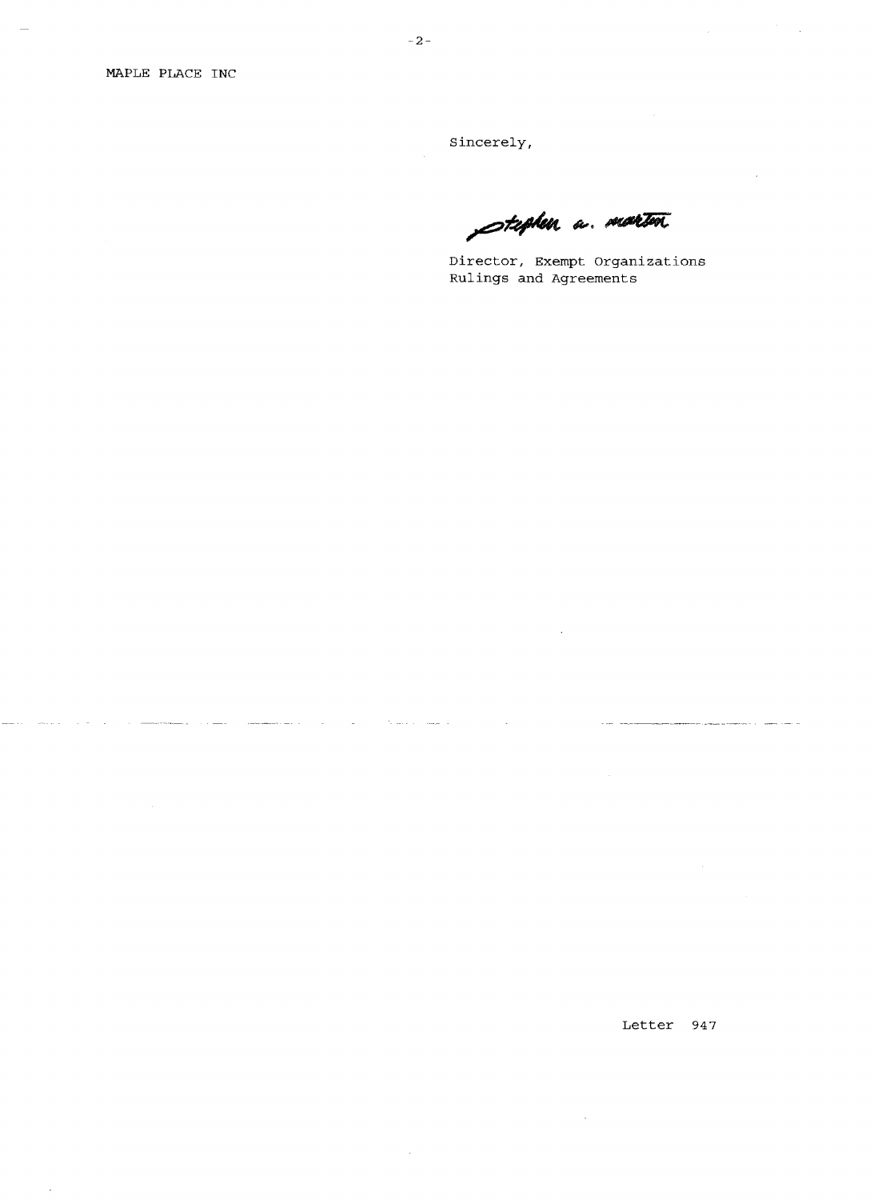MAPLE PLACE INC

Sincerely,

Stephen a. Martin

Director, Exempt Organizations
Rulings and Agreements

Letter 947